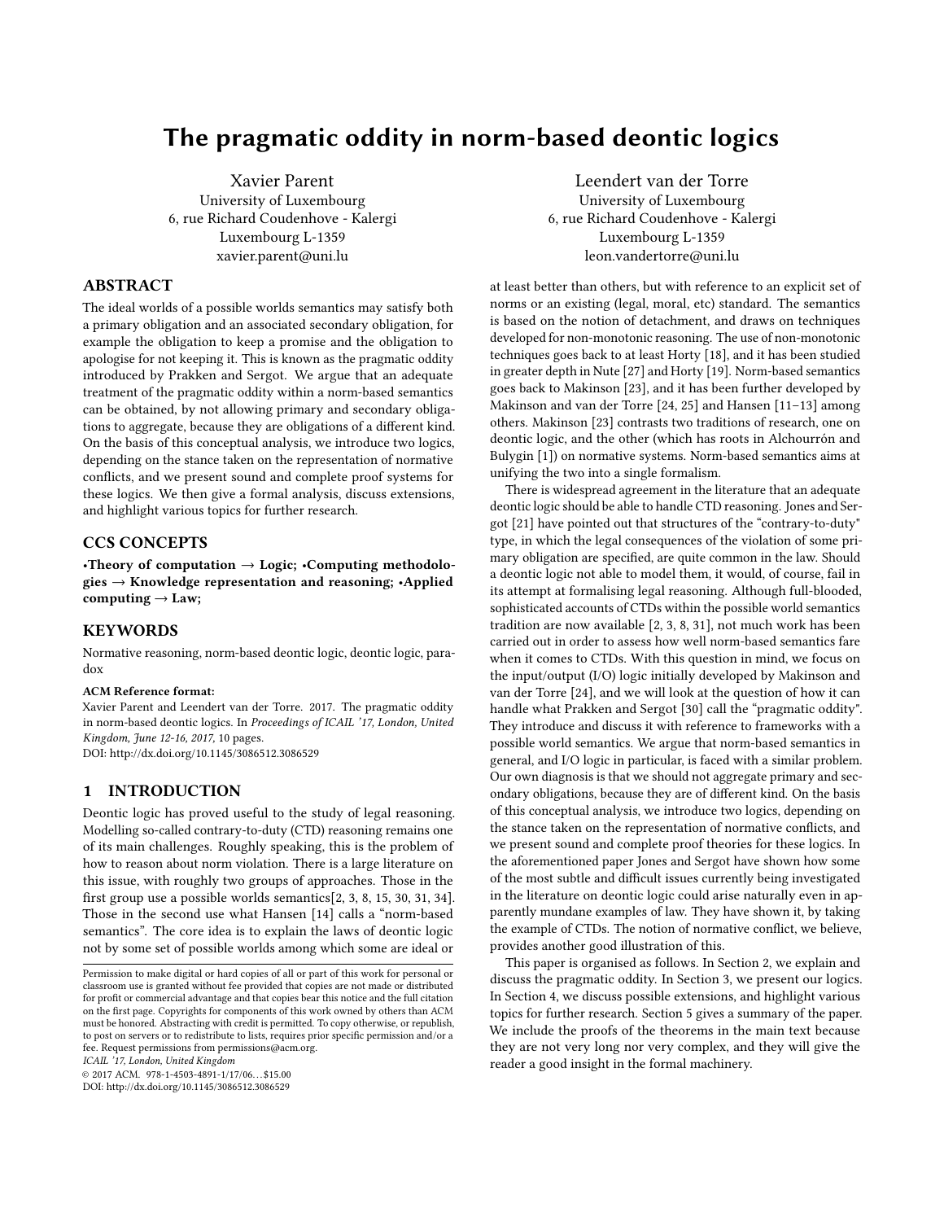# The pragmatic oddity in norm-based deontic logics

Xavier Parent
University of Luxembourg
6, rue Richard Coudenhove - Kalergi
Luxembourg L-1359
xavier.parent@uni.lu

Leendert van der Torre
University of Luxembourg
6, rue Richard Coudenhove - Kalergi
Luxembourg L-1359
leon.vandertorre@uni.lu

## ABSTRACT

The ideal worlds of a possible worlds semantics may satisfy both a primary obligation and an associated secondary obligation, for example the obligation to keep a promise and the obligation to apologise for not keeping it. This is known as the pragmatic oddity introduced by Prakken and Sergot. We argue that an adequate treatment of the pragmatic oddity within a norm-based semantics can be obtained, by not allowing primary and secondary obligations to aggregate, because they are obligations of a different kind. On the basis of this conceptual analysis, we introduce two logics, depending on the stance taken on the representation of normative conflicts, and we present sound and complete proof systems for these logics. We then give a formal analysis, discuss extensions, and highlight various topics for further research.

## CCS CONCEPTS

•**Theory of computation** → **Logic;** •**Computing methodologies** → **Knowledge representation and reasoning;** •**Applied computing** → **Law;**

## KEYWORDS

Normative reasoning, norm-based deontic logic, deontic logic, paradox

**ACM Reference format:**
Xavier Parent and Leendert van der Torre. 2017. The pragmatic oddity in norm-based deontic logics. In *Proceedings of ICAIL '17, London, United Kingdom, June 12-16, 2017,* 10 pages.
DOI: http://dx.doi.org/10.1145/3086512.3086529

## 1 INTRODUCTION

Deontic logic has proved useful to the study of legal reasoning. Modelling so-called contrary-to-duty (CTD) reasoning remains one of its main challenges. Roughly speaking, this is the problem of how to reason about norm violation. There is a large literature on this issue, with roughly two groups of approaches. Those in the first group use a possible worlds semantics[2, 3, 8, 15, 30, 31, 34]. Those in the second use what Hansen [14] calls a "norm-based semantics". The core idea is to explain the laws of deontic logic not by some set of possible worlds among which some are ideal or at least better than others, but with reference to an explicit set of norms or an existing (legal, moral, etc) standard. The semantics is based on the notion of detachment, and draws on techniques developed for non-monotonic reasoning. The use of non-monotonic techniques goes back to at least Horty [18], and it has been studied in greater depth in Nute [27] and Horty [19]. Norm-based semantics goes back to Makinson [23], and it has been further developed by Makinson and van der Torre [24, 25] and Hansen [11–13] among others. Makinson [23] contrasts two traditions of research, one on deontic logic, and the other (which has roots in Alchourrón and Bulygin [1]) on normative systems. Norm-based semantics aims at unifying the two into a single formalism.

There is widespread agreement in the literature that an adequate deontic logic should be able to handle CTD reasoning. Jones and Sergot [21] have pointed out that structures of the "contrary-to-duty" type, in which the legal consequences of the violation of some primary obligation are specified, are quite common in the law. Should a deontic logic not able to model them, it would, of course, fail in its attempt at formalising legal reasoning. Although full-blooded, sophisticated accounts of CTDs within the possible world semantics tradition are now available [2, 3, 8, 31], not much work has been carried out in order to assess how well norm-based semantics fare when it comes to CTDs. With this question in mind, we focus on the input/output (I/O) logic initially developed by Makinson and van der Torre [24], and we will look at the question of how it can handle what Prakken and Sergot [30] call the "pragmatic oddity". They introduce and discuss it with reference to frameworks with a possible world semantics. We argue that norm-based semantics in general, and I/O logic in particular, is faced with a similar problem. Our own diagnosis is that we should not aggregate primary and secondary obligations, because they are of different kind. On the basis of this conceptual analysis, we introduce two logics, depending on the stance taken on the representation of normative conflicts, and we present sound and complete proof theories for these logics. In the aforementioned paper Jones and Sergot have shown how some of the most subtle and difficult issues currently being investigated in the literature on deontic logic could arise naturally even in apparently mundane examples of law. They have shown it, by taking the example of CTDs. The notion of normative conflict, we believe, provides another good illustration of this.

This paper is organised as follows. In Section 2, we explain and discuss the pragmatic oddity. In Section 3, we present our logics. In Section 4, we discuss possible extensions, and highlight various topics for further research. Section 5 gives a summary of the paper. We include the proofs of the theorems in the main text because they are not very long nor very complex, and they will give the reader a good insight in the formal machinery.

Permission to make digital or hard copies of all or part of this work for personal or classroom use is granted without fee provided that copies are not made or distributed for profit or commercial advantage and that copies bear this notice and the full citation on the first page. Copyrights for components of this work owned by others than ACM must be honored. Abstracting with credit is permitted. To copy otherwise, or republish, to post on servers or to redistribute to lists, requires prior specific permission and/or a fee. Request permissions from permissions@acm.org.
ICAIL '17, London, United Kingdom
© 2017 ACM. 978-1-4503-4891-1/17/06…$15.00
DOI: http://dx.doi.org/10.1145/3086512.3086529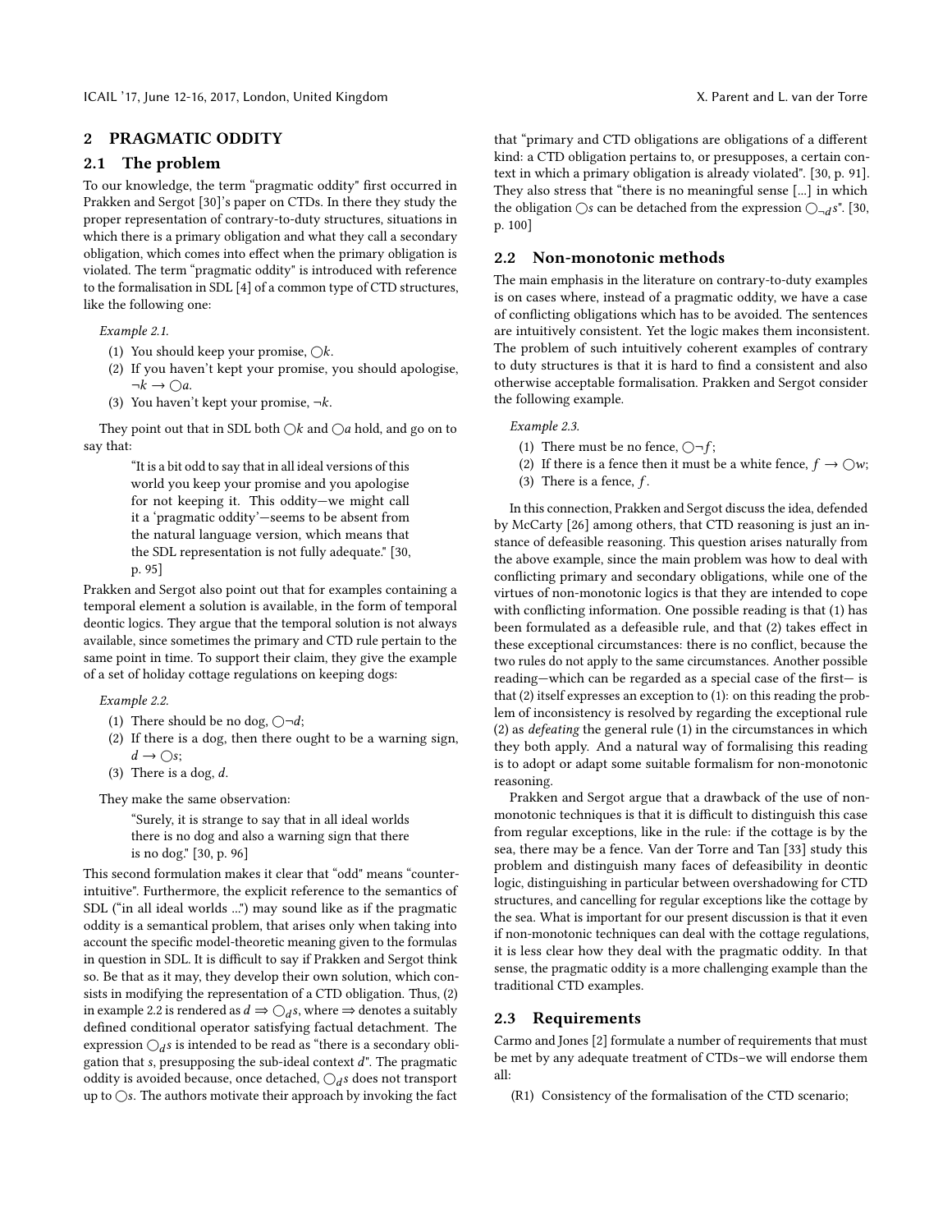## 2 PRAGMATIC ODDITY

### 2.1 The problem

To our knowledge, the term "pragmatic oddity" first occurred in Prakken and Sergot [30]'s paper on CTDs. In there they study the proper representation of contrary-to-duty structures, situations in which there is a primary obligation and what they call a secondary obligation, which comes into effect when the primary obligation is violated. The term "pragmatic oddity" is introduced with reference to the formalisation in SDL [4] of a common type of CTD structures, like the following one:

*Example 2.1.*

1. You should keep your promise, $\bigcirc k$.
2. If you haven't kept your promise, you should apologise, $\neg k \to \bigcirc a$.
3. You haven't kept your promise, $\neg k$.

They point out that in SDL both $\bigcirc k$ and $\bigcirc a$ hold, and go on to say that:

> "It is a bit odd to say that in all ideal versions of this world you keep your promise and you apologise for not keeping it. This oddity—we might call it a 'pragmatic oddity'—seems to be absent from the natural language version, which means that the SDL representation is not fully adequate." [30, p. 95]

Prakken and Sergot also point out that for examples containing a temporal element a solution is available, in the form of temporal deontic logics. They argue that the temporal solution is not always available, since sometimes the primary and CTD rule pertain to the same point in time. To support their claim, they give the example of a set of holiday cottage regulations on keeping dogs:

*Example 2.2.*

1. There should be no dog, $\bigcirc \neg d$;
2. If there is a dog, then there ought to be a warning sign, $d \to \bigcirc s$;
3. There is a dog, $d$.

They make the same observation:

> "Surely, it is strange to say that in all ideal worlds there is no dog and also a warning sign that there is no dog." [30, p. 96]

This second formulation makes it clear that "odd" means "counter-intuitive". Furthermore, the explicit reference to the semantics of SDL ("in all ideal worlds ...") may sound like as if the pragmatic oddity is a semantical problem, that arises only when taking into account the specific model-theoretic meaning given to the formulas in question in SDL. It is difficult to say if Prakken and Sergot think so. Be that as it may, they develop their own solution, which consists in modifying the representation of a CTD obligation. Thus, (2) in example 2.2 is rendered as $d \Rightarrow \bigcirc_d s$, where $\Rightarrow$ denotes a suitably defined conditional operator satisfying factual detachment. The expression $\bigcirc_d s$ is intended to be read as "there is a secondary obligation that $s$, presupposing the sub-ideal context $d$". The pragmatic oddity is avoided because, once detached, $\bigcirc_d s$ does not transport up to $\bigcirc s$. The authors motivate their approach by invoking the fact that "primary and CTD obligations are obligations of a different kind: a CTD obligation pertains to, or presupposes, a certain context in which a primary obligation is already violated". [30, p. 91]. They also stress that "there is no meaningful sense [...] in which the obligation $\bigcirc s$ can be detached from the expression $\bigcirc_{\neg d} s$". [30, p. 100]

### 2.2 Non-monotonic methods

The main emphasis in the literature on contrary-to-duty examples is on cases where, instead of a pragmatic oddity, we have a case of conflicting obligations which has to be avoided. The sentences are intuitively consistent. Yet the logic makes them inconsistent. The problem of such intuitively coherent examples of contrary to duty structures is that it is hard to find a consistent and also otherwise acceptable formalisation. Prakken and Sergot consider the following example.

*Example 2.3.*

1. There must be no fence, $\bigcirc \neg f$;
2. If there is a fence then it must be a white fence, $f \to \bigcirc w$;
3. There is a fence, $f$.

In this connection, Prakken and Sergot discuss the idea, defended by McCarty [26] among others, that CTD reasoning is just an instance of defeasible reasoning. This question arises naturally from the above example, since the main problem was how to deal with conflicting primary and secondary obligations, while one of the virtues of non-monotonic logics is that they are intended to cope with conflicting information. One possible reading is that (1) has been formulated as a defeasible rule, and that (2) takes effect in these exceptional circumstances: there is no conflict, because the two rules do not apply to the same circumstances. Another possible reading—which can be regarded as a special case of the first— is that (2) itself expresses an exception to (1): on this reading the problem of inconsistency is resolved by regarding the exceptional rule (2) as *defeating* the general rule (1) in the circumstances in which they both apply. And a natural way of formalising this reading is to adopt or adapt some suitable formalism for non-monotonic reasoning.

Prakken and Sergot argue that a drawback of the use of non-monotonic techniques is that it is difficult to distinguish this case from regular exceptions, like in the rule: if the cottage is by the sea, there may be a fence. Van der Torre and Tan [33] study this problem and distinguish many faces of defeasibility in deontic logic, distinguishing in particular between overshadowing for CTD structures, and cancelling for regular exceptions like the cottage by the sea. What is important for our present discussion is that it even if non-monotonic techniques can deal with the cottage regulations, it is less clear how they deal with the pragmatic oddity. In that sense, the pragmatic oddity is a more challenging example than the traditional CTD examples.

### 2.3 Requirements

Carmo and Jones [2] formulate a number of requirements that must be met by any adequate treatment of CTDs–we will endorse them all:

(R1) Consistency of the formalisation of the CTD scenario;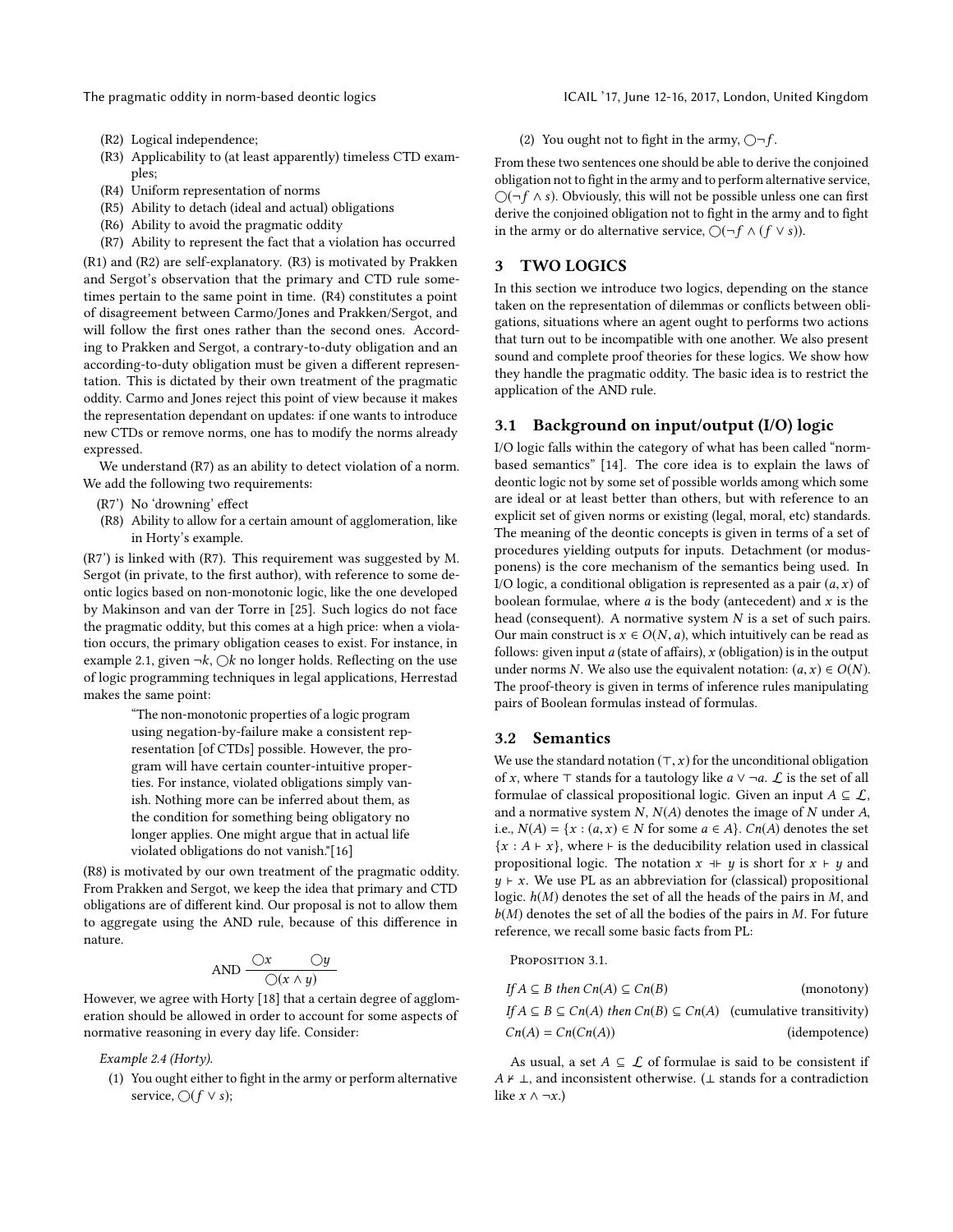(R2) Logical independence;
(R3) Applicability to (at least apparently) timeless CTD examples;
(R4) Uniform representation of norms
(R5) Ability to detach (ideal and actual) obligations
(R6) Ability to avoid the pragmatic oddity
(R7) Ability to represent the fact that a violation has occurred

(R1) and (R2) are self-explanatory. (R3) is motivated by Prakken and Sergot's observation that the primary and CTD rule sometimes pertain to the same point in time. (R4) constitutes a point of disagreement between Carmo/Jones and Prakken/Sergot, and will follow the first ones rather than the second ones. According to Prakken and Sergot, a contrary-to-duty obligation and an according-to-duty obligation must be given a different representation. This is dictated by their own treatment of the pragmatic oddity. Carmo and Jones reject this point of view because it makes the representation dependant on updates: if one wants to introduce new CTDs or remove norms, one has to modify the norms already expressed.

We understand (R7) as an ability to detect violation of a norm. We add the following two requirements:

(R7') No 'drowning' effect
(R8) Ability to allow for a certain amount of agglomeration, like in Horty's example.

(R7') is linked with (R7). This requirement was suggested by M. Sergot (in private, to the first author), with reference to some deontic logics based on non-monotonic logic, like the one developed by Makinson and van der Torre in [25]. Such logics do not face the pragmatic oddity, but this comes at a high price: when a violation occurs, the primary obligation ceases to exist. For instance, in example 2.1, given $\neg k$, $\bigcirc k$ no longer holds. Reflecting on the use of logic programming techniques in legal applications, Herrestad makes the same point:

> "The non-monotonic properties of a logic program using negation-by-failure make a consistent representation [of CTDs] possible. However, the program will have certain counter-intuitive properties. For instance, violated obligations simply vanish. Nothing more can be inferred about them, as the condition for something being obligatory no longer applies. One might argue that in actual life violated obligations do not vanish."[16]

(R8) is motivated by our own treatment of the pragmatic oddity. From Prakken and Sergot, we keep the idea that primary and CTD obligations are of different kind. Our proposal is not to allow them to aggregate using the AND rule, because of this difference in nature.

$$\text{AND}\ \frac{\bigcirc x \qquad \bigcirc y}{\bigcirc(x \wedge y)}$$

However, we agree with Horty [18] that a certain degree of agglomeration should be allowed in order to account for some aspects of normative reasoning in every day life. Consider:

*Example 2.4 (Horty).*

(1) You ought either to fight in the army or perform alternative service, $\bigcirc(f \vee s)$;
(2) You ought not to fight in the army, $\bigcirc\neg f$.

From these two sentences one should be able to derive the conjoined obligation not to fight in the army and to perform alternative service, $\bigcirc(\neg f \wedge s)$. Obviously, this will not be possible unless one can first derive the conjoined obligation not to fight in the army and to fight in the army or do alternative service, $\bigcirc(\neg f \wedge (f \vee s))$.

## 3 TWO LOGICS

In this section we introduce two logics, depending on the stance taken on the representation of dilemmas or conflicts between obligations, situations where an agent ought to performs two actions that turn out to be incompatible with one another. We also present sound and complete proof theories for these logics. We show how they handle the pragmatic oddity. The basic idea is to restrict the application of the AND rule.

### 3.1 Background on input/output (I/O) logic

I/O logic falls within the category of what has been called "norm-based semantics" [14]. The core idea is to explain the laws of deontic logic not by some set of possible worlds among which some are ideal or at least better than others, but with reference to an explicit set of given norms or existing (legal, moral, etc) standards. The meaning of the deontic concepts is given in terms of a set of procedures yielding outputs for inputs. Detachment (or modus-ponens) is the core mechanism of the semantics being used. In I/O logic, a conditional obligation is represented as a pair $(a, x)$ of boolean formulae, where $a$ is the body (antecedent) and $x$ is the head (consequent). A normative system $N$ is a set of such pairs. Our main construct is $x \in O(N, a)$, which intuitively can be read as follows: given input $a$ (state of affairs), $x$ (obligation) is in the output under norms $N$. We also use the equivalent notation: $(a, x) \in O(N)$. The proof-theory is given in terms of inference rules manipulating pairs of Boolean formulas instead of formulas.

### 3.2 Semantics

We use the standard notation $(\top, x)$ for the unconditional obligation of $x$, where $\top$ stands for a tautology like $a \vee \neg a$. $\mathcal{L}$ is the set of all formulae of classical propositional logic. Given an input $A \subseteq \mathcal{L}$, and a normative system $N$, $N(A)$ denotes the image of $N$ under $A$, i.e., $N(A) = \{x : (a, x) \in N \text{ for some } a \in A\}$. $Cn(A)$ denotes the set $\{x : A \vdash x\}$, where $\vdash$ is the deducibility relation used in classical propositional logic. The notation $x \dashv\vdash y$ is short for $x \vdash y$ and $y \vdash x$. We use PL as an abbreviation for (classical) propositional logic. $h(M)$ denotes the set of all the heads of the pairs in $M$, and $b(M)$ denotes the set of all the bodies of the pairs in $M$. For future reference, we recall some basic facts from PL:

PROPOSITION 3.1.

*If $A \subseteq B$ then $Cn(A) \subseteq Cn(B)$* (monotony)

*If $A \subseteq B \subseteq Cn(A)$ then $Cn(B) \subseteq Cn(A)$* (cumulative transitivity)

*$Cn(A) = Cn(Cn(A))$* (idempotence)

As usual, a set $A \subseteq \mathcal{L}$ of formulae is said to be consistent if $A \nvdash \bot$, and inconsistent otherwise. ($\bot$ stands for a contradiction like $x \wedge \neg x$.)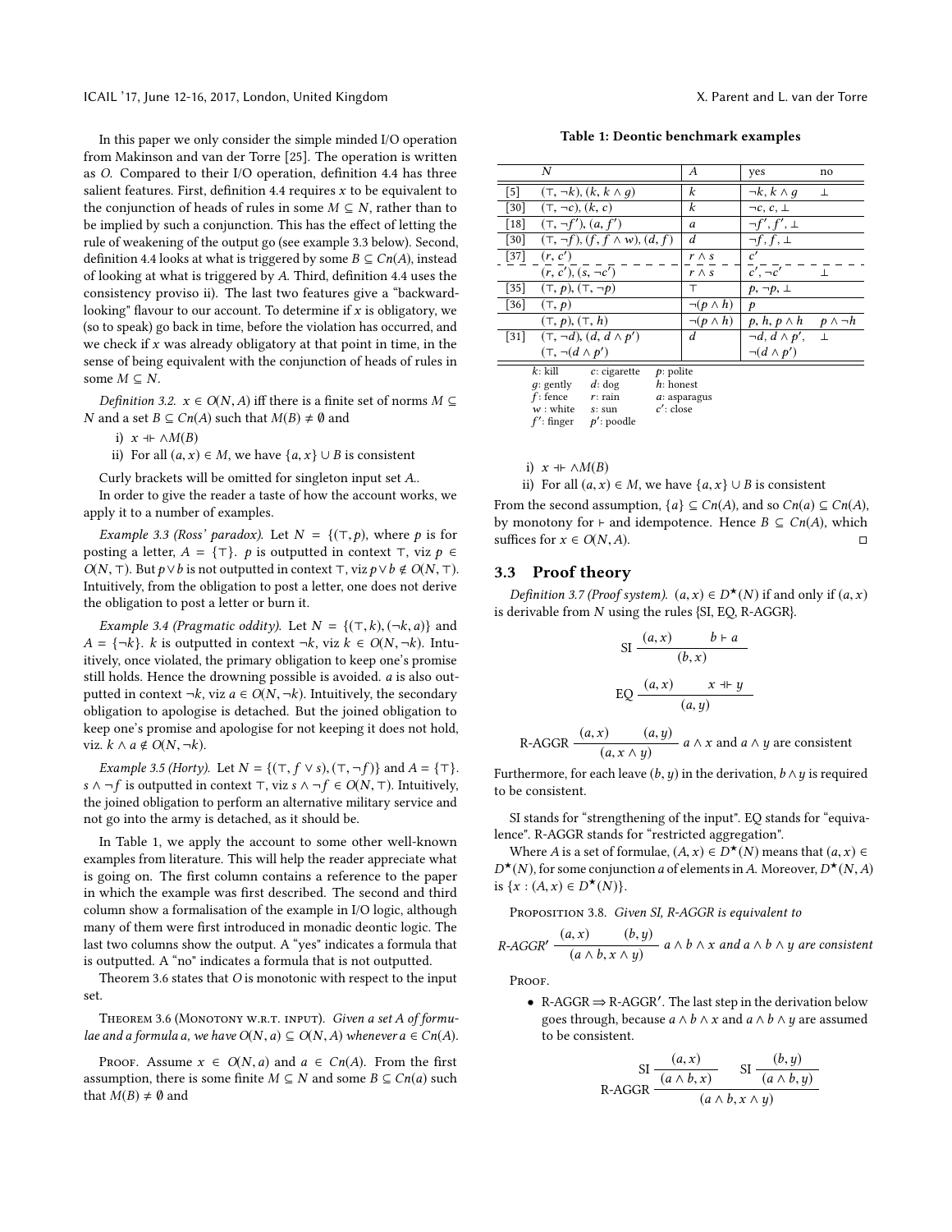In this paper we only consider the simple minded I/O operation from Makinson and van der Torre [25]. The operation is written as $O$. Compared to their I/O operation, definition 4.4 has three salient features. First, definition 4.4 requires $x$ to be equivalent to the conjunction of heads of rules in some $M \subseteq N$, rather than to be implied by such a conjunction. This has the effect of letting the rule of weakening of the output go (see example 3.3 below). Second, definition 4.4 looks at what is triggered by some $B \subseteq Cn(A)$, instead of looking at what is triggered by $A$. Third, definition 4.4 uses the consistency proviso ii). The last two features give a "backward-looking" flavour to our account. To determine if $x$ is obligatory, we (so to speak) go back in time, before the violation has occurred, and we check if $x$ was already obligatory at that point in time, in the sense of being equivalent with the conjunction of heads of rules in some $M \subseteq N$.

*Definition 3.2.* $x \in O(N, A)$ iff there is a finite set of norms $M \subseteq N$ and a set $B \subseteq Cn(A)$ such that $M(B) \neq \emptyset$ and

i) $x \dashv\vdash \wedge M(B)$

ii) For all $(a, x) \in M$, we have $\{a, x\} \cup B$ is consistent

Curly brackets will be omitted for singleton input set $A$..

In order to give the reader a taste of how the account works, we apply it to a number of examples.

*Example 3.3 (Ross' paradox).* Let $N = \{(\top, p)$, where $p$ is for posting a letter, $A = \{\top\}$. $p$ is outputted in context $\top$, viz $p \in O(N, \top)$. But $p \vee b$ is not outputted in context $\top$, viz $p \vee b \notin O(N, \top)$. Intuitively, from the obligation to post a letter, one does not derive the obligation to post a letter or burn it.

*Example 3.4 (Pragmatic oddity).* Let $N = \{(\top, k), (\neg k, a)\}$ and $A = \{\neg k\}$. $k$ is outputted in context $\neg k$, viz $k \in O(N, \neg k)$. Intuitively, once violated, the primary obligation to keep one's promise still holds. Hence the drowning possible is avoided. $a$ is also outputted in context $\neg k$, viz $a \in O(N, \neg k)$. Intuitively, the secondary obligation to apologise is detached. But the joined obligation to keep one's promise and apologise for not keeping it does not hold, viz. $k \wedge a \notin O(N, \neg k)$.

*Example 3.5 (Horty).* Let $N = \{(\top, f \vee s), (\top, \neg f)\}$ and $A = \{\top\}$. $s \wedge \neg f$ is outputted in context $\top$, viz $s \wedge \neg f \in O(N, \top)$. Intuitively, the joined obligation to perform an alternative military service and not go into the army is detached, as it should be.

In Table 1, we apply the account to some other well-known examples from literature. This will help the reader appreciate what is going on. The first column contains a reference to the paper in which the example was first described. The second and third column show a formalisation of the example in I/O logic, although many of them were first introduced in monadic deontic logic. The last two columns show the output. A "yes" indicates a formula that is outputted. A "no" indicates a formula that is not outputted.

Theorem 3.6 states that $O$ is monotonic with respect to the input set.

**Theorem 3.6 (Monotony w.r.t. input).** *Given a set $A$ of formulae and a formula $a$, we have $O(N, a) \subseteq O(N, A)$ whenever $a \in Cn(A)$.*

Proof. Assume $x \in O(N, a)$ and $a \in Cn(A)$. From the first assumption, there is some finite $M \subseteq N$ and some $B \subseteq Cn(a)$ such that $M(B) \neq \emptyset$ and

i) $x \dashv\vdash \wedge M(B)$

ii) For all $(a, x) \in M$, we have $\{a, x\} \cup B$ is consistent

From the second assumption, $\{a\} \subseteq Cn(A)$, and so $Cn(a) \subseteq Cn(A)$, by monotony for $\vdash$ and idempotence. Hence $B \subseteq Cn(A)$, which suffices for $x \in O(N, A)$. ◻

**Table 1: Deontic benchmark examples**

| | $N$ | $A$ | yes | no |
|---|---|---|---|---|
| [5] | $(\top, \neg k), (k, k \wedge g)$ | $k$ | $\neg k, k \wedge g$ | $\bot$ |
| [30] | $(\top, \neg c), (k, c)$ | $k$ | $\neg c, c, \bot$ | |
| [18] | $(\top, \neg f'), (a, f')$ | $a$ | $\neg f', f', \bot$ | |
| [30] | $(\top, \neg f), (f, f \wedge w), (d, f)$ | $d$ | $\neg f, f, \bot$ | |
| [37] | $(r, c')$ | $r \wedge s$ | $c'$ | |
| | $(r, c'), (s, \neg c')$ | $r \wedge s$ | $c', \neg c'$ | $\bot$ |
| [35] | $(\top, p), (\top, \neg p)$ | $\top$ | $p, \neg p, \bot$ | |
| [36] | $(\top, p)$ | $\neg(p \wedge h)$ | $p$ | |
| | $(\top, p), (\top, h)$ | $\neg(p \wedge h)$ | $p, h, p \wedge h$ | $p \wedge \neg h$ |
| [31] | $(\top, \neg d), (d, d \wedge p')$ | $d$ | $\neg d, d \wedge p'$, | $\bot$ |
| | $(\top, \neg(d \wedge p')$ | | $\neg(d \wedge p')$ | |

$k$: kill, $c$: cigarette, $p$: polite, $g$: gently, $d$: dog, $h$: honest, $f$: fence, $r$: rain, $a$: asparagus, $w$ : white, $s$: sun, $c'$: close, $f'$: finger, $p'$: poodle

### 3.3 Proof theory

*Definition 3.7 (Proof system).* $(a, x) \in D^\star(N)$ if and only if $(a, x)$ is derivable from $N$ using the rules {SI, EQ, R-AGGR}.

$$\text{SI}\ \frac{(a, x) \qquad b \vdash a}{(b, x)}$$

$$\text{EQ}\ \frac{(a, x) \qquad x \dashv\vdash y}{(a, y)}$$

$$\text{R-AGGR}\ \frac{(a, x) \qquad (a, y)}{(a, x \wedge y)}\ a \wedge x \text{ and } a \wedge y \text{ are consistent}$$

Furthermore, for each leave $(b, y)$ in the derivation, $b \wedge y$ is required to be consistent.

SI stands for "strengthening of the input". EQ stands for "equivalence". R-AGGR stands for "restricted aggregation".

Where $A$ is a set of formulae, $(A, x) \in D^\star(N)$ means that $(a, x) \in D^\star(N)$, for some conjunction $a$ of elements in $A$. Moreover, $D^\star(N, A)$ is $\{x : (A, x) \in D^\star(N)\}$.

**Proposition 3.8.** *Given SI, R-AGGR is equivalent to*

$$\textit{R-AGGR}'\ \frac{(a, x) \qquad (b, y)}{(a \wedge b, x \wedge y)}\ a \wedge b \wedge x \textit{ and } a \wedge b \wedge y \textit{ are consistent}$$

Proof.

- R-AGGR ⇒ R-AGGR′. The last step in the derivation below goes through, because $a \wedge b \wedge x$ and $a \wedge b \wedge y$ are assumed to be consistent.

$$\text{R-AGGR}\ \dfrac{\text{SI}\ \dfrac{(a, x)}{(a \wedge b, x)} \qquad \text{SI}\ \dfrac{(b, y)}{(a \wedge b, y)}}{(a \wedge b, x \wedge y)}$$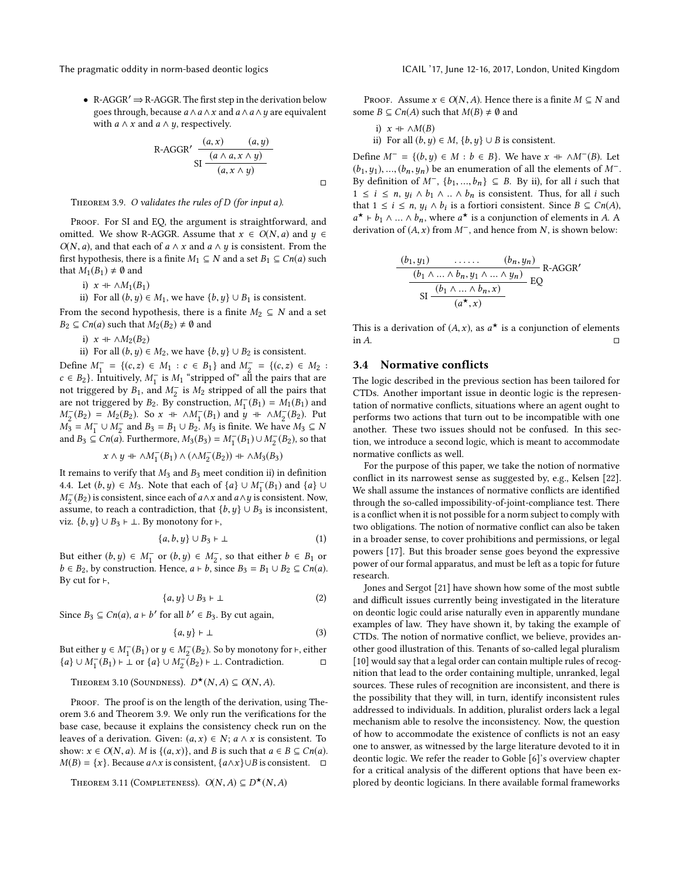- R-AGGR′ ⇒ R-AGGR. The first step in the derivation below goes through, because $a \wedge a \wedge x$ and $a \wedge a \wedge y$ are equivalent with $a \wedge x$ and $a \wedge y$, respectively.

$$\text{R-AGGR}' \frac{\text{SI} \dfrac{(a, x) \qquad (a, y)}{(a \wedge a, x \wedge y)}}{(a, x \wedge y)}$$

□

**Theorem 3.9.** *O validates the rules of D (for input a).*

*Proof.* For SI and EQ, the argument is straightforward, and omitted. We show R-AGGR. Assume that $x \in O(N, a)$ and $y \in O(N, a)$, and that each of $a \wedge x$ and $a \wedge y$ is consistent. From the first hypothesis, there is a finite $M_1 \subseteq N$ and a set $B_1 \subseteq Cn(a)$ such that $M_1(B_1) \neq \emptyset$ and

i) $x \dashv\vdash \wedge M_1(B_1)$
ii) For all $(b, y) \in M_1$, we have $\{b, y\} \cup B_1$ is consistent.

From the second hypothesis, there is a finite $M_2 \subseteq N$ and a set $B_2 \subseteq Cn(a)$ such that $M_2(B_2) \neq \emptyset$ and

i) $x \dashv\vdash \wedge M_2(B_2)$
ii) For all $(b, y) \in M_2$, we have $\{b, y\} \cup B_2$ is consistent.

Define $M_1^- = \{(c, z) \in M_1 : c \in B_1\}$ and $M_2^- = \{(c, z) \in M_2 : c \in B_2\}$. Intuitively, $M_1^-$ is $M_1$ "stripped of" all the pairs that are not triggered by $B_1$, and $M_2^-$ is $M_2$ stripped of all the pairs that are not triggered by $B_2$. By construction, $M_1^-(B_1) = M_1(B_1)$ and $M_2^-(B_2) = M_2(B_2)$. So $x \dashv\vdash \wedge M_1^-(B_1)$ and $y \dashv\vdash \wedge M_2^-(B_2)$. Put $M_3 = M_1^- \cup M_2^-$ and $B_3 = B_1 \cup B_2$. $M_3$ is finite. We have $M_3 \subseteq N$ and $B_3 \subseteq Cn(a)$. Furthermore, $M_3(B_3) = M_1^-(B_1) \cup M_2^-(B_2)$, so that

$$x \wedge y \dashv\vdash \wedge M_1^-(B_1) \wedge (\wedge M_2^-(B_2)) \dashv\vdash \wedge M_3(B_3)$$

It remains to verify that $M_3$ and $B_3$ meet condition ii) in definition 4.4. Let $(b, y) \in M_3$. Note that each of $\{a\} \cup M_1^-(B_1)$ and $\{a\} \cup M_2^-(B_2)$ is consistent, since each of $a \wedge x$ and $a \wedge y$ is consistent. Now, assume, to reach a contradiction, that $\{b, y\} \cup B_3$ is inconsistent, viz. $\{b, y\} \cup B_3 \vdash \bot$. By monotony for $\vdash$,

$$\{a, b, y\} \cup B_3 \vdash \bot \tag{1}$$

But either $(b, y) \in M_1^-$ or $(b, y) \in M_2^-$, so that either $b \in B_1$ or $b \in B_2$, by construction. Hence, $a \vdash b$, since $B_3 = B_1 \cup B_2 \subseteq Cn(a)$. By cut for $\vdash$,

$$\{a, y\} \cup B_3 \vdash \bot \tag{2}$$

Since $B_3 \subseteq Cn(a)$, $a \vdash b'$ for all $b' \in B_3$. By cut again,

$$\{a, y\} \vdash \bot \tag{3}$$

But either $y \in M_1^-(B_1)$ or $y \in M_2^-(B_2)$. So by monotony for $\vdash$, either $\{a\} \cup M_1^-(B_1) \vdash \bot$ or $\{a\} \cup M_2^-(B_2) \vdash \bot$. Contradiction. □

**Theorem 3.10 (Soundness).** $D^\star(N, A) \subseteq O(N, A)$.

*Proof.* The proof is on the length of the derivation, using Theorem 3.6 and Theorem 3.9. We only run the verifications for the base case, because it explains the consistency check run on the leaves of a derivation. Given: $(a, x) \in N$; $a \wedge x$ is consistent. To show: $x \in O(N, a)$. $M$ is $\{(a, x)\}$, and $B$ is such that $a \in B \subseteq Cn(a)$. $M(B) = \{x\}$. Because $a \wedge x$ is consistent, $\{a \wedge x\} \cup B$ is consistent. □

**Theorem 3.11 (Completeness).** $O(N, A) \subseteq D^\star(N, A)$

*Proof.* Assume $x \in O(N, A)$. Hence there is a finite $M \subseteq N$ and some $B \subseteq Cn(A)$ such that $M(B) \neq \emptyset$ and

i) $x \dashv\vdash \wedge M(B)$
ii) For all $(b, y) \in M$, $\{b, y\} \cup B$ is consistent.

Define $M^- = \{(b, y) \in M : b \in B\}$. We have $x \dashv\vdash \wedge M^-(B)$. Let $(b_1, y_1), ..., (b_n, y_n)$ be an enumeration of all the elements of $M^-$. By definition of $M^-$, $\{b_1, ..., b_n\} \subseteq B$. By ii), for all $i$ such that $1 \leq i \leq n$, $y_i \wedge b_1 \wedge .. \wedge b_n$ is consistent. Thus, for all $i$ such that $1 \leq i \leq n$, $y_i \wedge b_i$ is a fortiori consistent. Since $B \subseteq Cn(A)$, $a^\star \vdash b_1 \wedge ... \wedge b_n$, where $a^\star$ is a conjunction of elements in $A$. A derivation of $(A, x)$ from $M^-$, and hence from $N$, is shown below:

$$\text{SI} \frac{\dfrac{\dfrac{(b_1, y_1) \qquad \ldots\ldots \qquad (b_n, y_n)}{(b_1 \wedge ... \wedge b_n, y_1 \wedge ... \wedge y_n)} \text{R-AGGR}'}{(b_1 \wedge ... \wedge b_n, x)} \text{EQ}}{(a^\star, x)}$$

This is a derivation of $(A, x)$, as $a^\star$ is a conjunction of elements in $A$. □

## 3.4 Normative conflicts

The logic described in the previous section has been tailored for CTDs. Another important issue in deontic logic is the representation of normative conflicts, situations where an agent ought to performs two actions that turn out to be incompatible with one another. These two issues should not be confused. In this section, we introduce a second logic, which is meant to accommodate normative conflicts as well.

For the purpose of this paper, we take the notion of normative conflict in its narrowest sense as suggested by, e.g., Kelsen [22]. We shall assume the instances of normative conflicts are identified through the so-called impossibility-of-joint-compliance test. There is a conflict when it is not possible for a norm subject to comply with two obligations. The notion of normative conflict can also be taken in a broader sense, to cover prohibitions and permissions, or legal powers [17]. But this broader sense goes beyond the expressive power of our formal apparatus, and must be left as a topic for future research.

Jones and Sergot [21] have shown how some of the most subtle and difficult issues currently being investigated in the literature on deontic logic could arise naturally even in apparently mundane examples of law. They have shown it, by taking the example of CTDs. The notion of normative conflict, we believe, provides another good illustration of this. Tenants of so-called legal pluralism [10] would say that a legal order can contain multiple rules of recognition that lead to the order containing multiple, unranked, legal sources. These rules of recognition are inconsistent, and there is the possibility that they will, in turn, identify inconsistent rules addressed to individuals. In addition, pluralist orders lack a legal mechanism able to resolve the inconsistency. Now, the question of how to accommodate the existence of conflicts is not an easy one to answer, as witnessed by the large literature devoted to it in deontic logic. We refer the reader to Goble [6]'s overview chapter for a critical analysis of the different options that have been explored by deontic logicians. In there available formal frameworks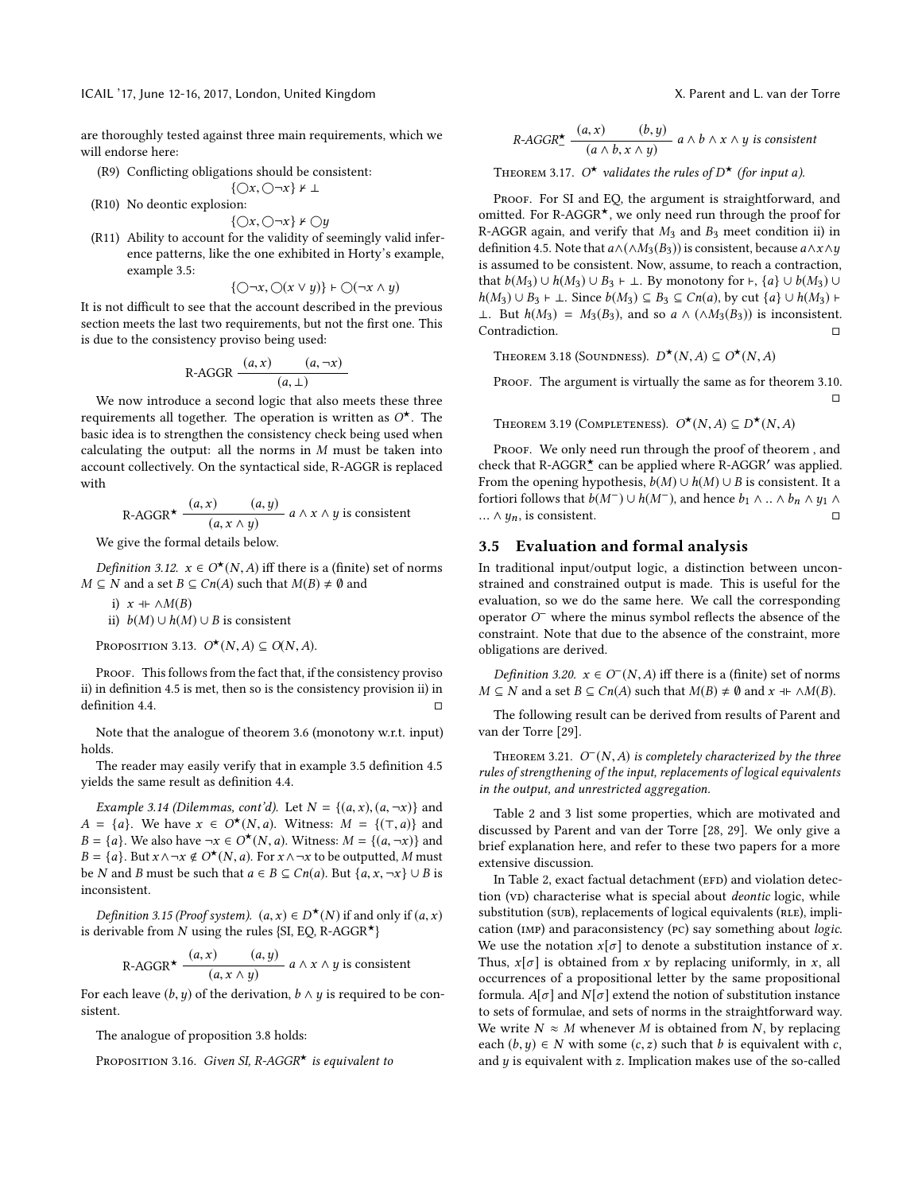are thoroughly tested against three main requirements, which we will endorse here:

(R9) Conflicting obligations should be consistent:

$$\{\bigcirc x, \bigcirc \neg x\} \nvdash \bot$$

(R10) No deontic explosion:

$$\{\bigcirc x, \bigcirc \neg x\} \nvdash \bigcirc y$$

(R11) Ability to account for the validity of seemingly valid inference patterns, like the one exhibited in Horty's example, example 3.5:

$$\{\bigcirc \neg x, \bigcirc (x \vee y)\} \vdash \bigcirc (\neg x \wedge y)$$

It is not difficult to see that the account described in the previous section meets the last two requirements, but not the first one. This is due to the consistency proviso being used:

$$\text{R-AGGR} \; \frac{(a, x) \qquad (a, \neg x)}{(a, \bot)}$$

We now introduce a second logic that also meets these three requirements all together. The operation is written as $O^{\star}$. The basic idea is to strengthen the consistency check being used when calculating the output: all the norms in $M$ must be taken into account collectively. On the syntactical side, R-AGGR is replaced with

$$\text{R-AGGR}^{\star} \; \frac{(a, x) \qquad (a, y)}{(a, x \wedge y)} \; a \wedge x \wedge y \text{ is consistent}$$

We give the formal details below.

*Definition 3.12.* $x \in O^{\star}(N, A)$ iff there is a (finite) set of norms $M \subseteq N$ and a set $B \subseteq Cn(A)$ such that $M(B) \neq \emptyset$ and

i) $x \dashv\vdash \wedge M(B)$

ii) $b(M) \cup h(M) \cup B$ is consistent

Proposition 3.13. $O^{\star}(N, A) \subseteq O(N, A)$.

Proof. This follows from the fact that, if the consistency proviso ii) in definition 4.5 is met, then so is the consistency provision ii) in definition 4.4. □

Note that the analogue of theorem 3.6 (monotony w.r.t. input) holds.

The reader may easily verify that in example 3.5 definition 4.5 yields the same result as definition 4.4.

*Example 3.14 (Dilemmas, cont'd).* Let $N = \{(a, x), (a, \neg x)\}$ and $A = \{a\}$. We have $x \in O^{\star}(N, a)$. Witness: $M = \{(\top, a)\}$ and $B = \{a\}$. We also have $\neg x \in O^{\star}(N, a)$. Witness: $M = \{(a, \neg x)\}$ and $B = \{a\}$. But $x \wedge \neg x \notin O^{\star}(N, a)$. For $x \wedge \neg x$ to be outputted, $M$ must be $N$ and $B$ must be such that $a \in B \subseteq Cn(a)$. But $\{a, x, \neg x\} \cup B$ is inconsistent.

*Definition 3.15 (Proof system).* $(a, x) \in D^{\star}(N)$ if and only if $(a, x)$ is derivable from $N$ using the rules {SI, EQ, R-AGGR$^{\star}$}

$$\text{R-AGGR}^{\star} \; \frac{(a, x) \qquad (a, y)}{(a, x \wedge y)} \; a \wedge x \wedge y \text{ is consistent}$$

For each leave $(b, y)$ of the derivation, $b \wedge y$ is required to be consistent.

The analogue of proposition 3.8 holds:

Proposition 3.16. *Given SI, R-AGGR$^{\star}$ is equivalent to*

$$\text{R-AGGR}^{\star}_{-} \; \frac{(a, x) \qquad (b, y)}{(a \wedge b, x \wedge y)} \; a \wedge b \wedge x \wedge y \textit{ is consistent}$$

Theorem 3.17. *$O^{\star}$ validates the rules of $D^{\star}$ (for input a).*

Proof. For SI and EQ, the argument is straightforward, and omitted. For R-AGGR$^{\star}$, we only need run through the proof for R-AGGR again, and verify that $M_3$ and $B_3$ meet condition ii) in definition 4.5. Note that $a \wedge (\wedge M_3(B_3))$ is consistent, because $a \wedge x \wedge y$ is assumed to be consistent. Now, assume, to reach a contraction, that $b(M_3) \cup h(M_3) \cup B_3 \vdash \bot$. By monotony for $\vdash$, $\{a\} \cup b(M_3) \cup h(M_3) \cup B_3 \vdash \bot$. Since $b(M_3) \subseteq B_3 \subseteq Cn(a)$, by cut $\{a\} \cup h(M_3) \vdash \bot$. But $h(M_3) = M_3(B_3)$, and so $a \wedge (\wedge M_3(B_3))$ is inconsistent. Contradiction. □

Theorem 3.18 (Soundness). $D^{\star}(N, A) \subseteq O^{\star}(N, A)$

Proof. The argument is virtually the same as for theorem 3.10. □

Theorem 3.19 (Completeness). $O^{\star}(N, A) \subseteq D^{\star}(N, A)$

Proof. We only need run through the proof of theorem , and check that R-AGGR$^{\star}_{-}$ can be applied where R-AGGR$'$ was applied. From the opening hypothesis, $b(M) \cup h(M) \cup B$ is consistent. It a fortiori follows that $b(M^{-}) \cup h(M^{-})$, and hence $b_1 \wedge .. \wedge b_n \wedge y_1 \wedge \ldots \wedge y_n$, is consistent. □

## 3.5 Evaluation and formal analysis

In traditional input/output logic, a distinction between unconstrained and constrained output is made. This is useful for the evaluation, so we do the same here. We call the corresponding operator $O^{-}$ where the minus symbol reflects the absence of the constraint. Note that due to the absence of the constraint, more obligations are derived.

*Definition 3.20.* $x \in O^{-}(N, A)$ iff there is a (finite) set of norms $M \subseteq N$ and a set $B \subseteq Cn(A)$ such that $M(B) \neq \emptyset$ and $x \dashv\vdash \wedge M(B)$.

The following result can be derived from results of Parent and van der Torre [29].

Theorem 3.21. *$O^{-}(N, A)$ is completely characterized by the three rules of strengthening of the input, replacements of logical equivalents in the output, and unrestricted aggregation.*

Table 2 and 3 list some properties, which are motivated and discussed by Parent and van der Torre [28, 29]. We only give a brief explanation here, and refer to these two papers for a more extensive discussion.

In Table 2, exact factual detachment (EFD) and violation detection (VD) characterise what is special about *deontic* logic, while substitution (SUB), replacements of logical equivalents (RLE), implication (IMP) and paraconsistency (PC) say something about *logic*. We use the notation $x[\sigma]$ to denote a substitution instance of $x$. Thus, $x[\sigma]$ is obtained from $x$ by replacing uniformly, in $x$, all occurrences of a propositional letter by the same propositional formula. $A[\sigma]$ and $N[\sigma]$ extend the notion of substitution instance to sets of formulae, and sets of norms in the straightforward way. We write $N \approx M$ whenever $M$ is obtained from $N$, by replacing each $(b, y) \in N$ with some $(c, z)$ such that $b$ is equivalent with $c$, and $y$ is equivalent with $z$. Implication makes use of the so-called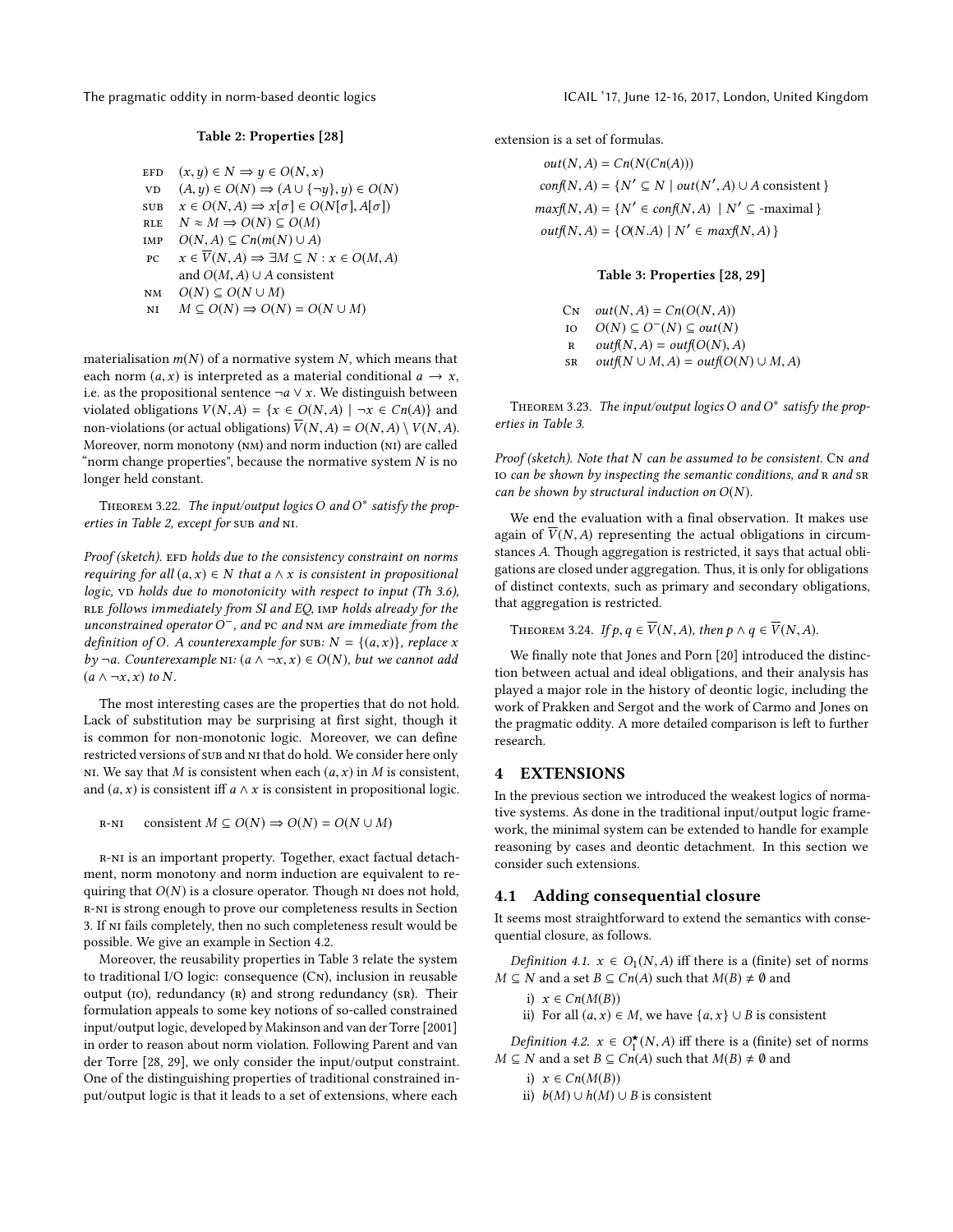**Table 2: Properties [28]**

| | |
|---|---|
| EFD | $(x, y) \in N \Rightarrow y \in O(N, x)$ |
| VD | $(A, y) \in O(N) \Rightarrow (A \cup \{\neg y\}, y) \in O(N)$ |
| SUB | $x \in O(N, A) \Rightarrow x[\sigma] \in O(N[\sigma], A[\sigma])$ |
| RLE | $N \approx M \Rightarrow O(N) \subseteq O(M)$ |
| IMP | $O(N, A) \subseteq Cn(m(N) \cup A)$ |
| PC | $x \in \overline{V}(N, A) \Rightarrow \exists M \subseteq N : x \in O(M, A)$ and $O(M, A) \cup A$ consistent |
| NM | $O(N) \subseteq O(N \cup M)$ |
| NI | $M \subseteq O(N) \Rightarrow O(N) = O(N \cup M)$ |

materialisation $m(N)$ of a normative system $N$, which means that each norm $(a, x)$ is interpreted as a material conditional $a \rightarrow x$, i.e. as the propositional sentence $\neg a \vee x$. We distinguish between violated obligations $V(N, A) = \{x \in O(N, A) \mid \neg x \in Cn(A)\}$ and non-violations (or actual obligations) $\overline{V}(N, A) = O(N, A) \setminus V(N, A)$. Moreover, norm monotony (NM) and norm induction (NI) are called "norm change properties", because the normative system $N$ is no longer held constant.

THEOREM 3.22. *The input/output logics $O$ and $O^*$ satisfy the properties in Table 2, except for* SUB *and* NI.

*Proof (sketch).* EFD *holds due to the consistency constraint on norms requiring for all $(a, x) \in N$ that $a \wedge x$ is consistent in propositional logic,* VD *holds due to monotonicity with respect to input (Th 3.6),* RLE *follows immediately from SI and EQ,* IMP *holds already for the unconstrained operator $O^-$, and* PC *and* NM *are immediate from the definition of $O$. A counterexample for* SUB*: $N = \{(a, x)\}$, replace $x$ by $\neg a$. Counterexample* NI*: $(a \wedge \neg x, x) \in O(N)$, but we cannot add $(a \wedge \neg x, x)$ to $N$.*

The most interesting cases are the properties that do not hold. Lack of substitution may be surprising at first sight, though it is common for non-monotonic logic. Moreover, we can define restricted versions of SUB and NI that do hold. We consider here only NI. We say that $M$ is consistent when each $(a, x)$ in $M$ is consistent, and $(a, x)$ is consistent iff $a \wedge x$ is consistent in propositional logic.

R-NI  consistent $M \subseteq O(N) \Rightarrow O(N) = O(N \cup M)$

R-NI is an important property. Together, exact factual detachment, norm monotony and norm induction are equivalent to requiring that $O(N)$ is a closure operator. Though NI does not hold, R-NI is strong enough to prove our completeness results in Section 3. If NI fails completely, then no such completeness result would be possible. We give an example in Section 4.2.

Moreover, the reusability properties in Table 3 relate the system to traditional I/O logic: consequence (CN), inclusion in reusable output (IO), redundancy (R) and strong redundancy (SR). Their formulation appeals to some key notions of so-called constrained input/output logic, developed by Makinson and van der Torre [2001] in order to reason about norm violation. Following Parent and van der Torre [28, 29], we only consider the input/output constraint. One of the distinguishing properties of traditional constrained input/output logic is that it leads to a set of extensions, where each extension is a set of formulas.

$$out(N, A) = Cn(N(Cn(A)))$$
$$conf(N, A) = \{N' \subseteq N \mid out(N', A) \cup A \text{ consistent}\}$$
$$maxf(N, A) = \{N' \in conf(N, A) \mid N' \subseteq \text{-maximal}\}$$
$$outf(N, A) = \{O(N.A) \mid N' \in maxf(N, A)\}$$

**Table 3: Properties [28, 29]**

| | |
|---|---|
| CN | $out(N, A) = Cn(O(N, A))$ |
| IO | $O(N) \subseteq O^-(N) \subseteq out(N)$ |
| R | $outf(N, A) = outf(O(N), A)$ |
| SR | $outf(N \cup M, A) = outf(O(N) \cup M, A)$ |

THEOREM 3.23. *The input/output logics $O$ and $O^*$ satisfy the properties in Table 3.*

*Proof (sketch). Note that $N$ can be assumed to be consistent.* CN *and* IO *can be shown by inspecting the semantic conditions, and* R *and* SR *can be shown by structural induction on $O(N)$.*

We end the evaluation with a final observation. It makes use again of $\overline{V}(N, A)$ representing the actual obligations in circumstances $A$. Though aggregation is restricted, it says that actual obligations are closed under aggregation. Thus, it is only for obligations of distinct contexts, such as primary and secondary obligations, that aggregation is restricted.

THEOREM 3.24. *If $p, q \in \overline{V}(N, A)$, then $p \wedge q \in \overline{V}(N, A)$.*

We finally note that Jones and Porn [20] introduced the distinction between actual and ideal obligations, and their analysis has played a major role in the history of deontic logic, including the work of Prakken and Sergot and the work of Carmo and Jones on the pragmatic oddity. A more detailed comparison is left to further research.

# 4 EXTENSIONS

In the previous section we introduced the weakest logics of normative systems. As done in the traditional input/output logic framework, the minimal system can be extended to handle for example reasoning by cases and deontic detachment. In this section we consider such extensions.

## 4.1 Adding consequential closure

It seems most straightforward to extend the semantics with consequential closure, as follows.

*Definition 4.1.* $x \in O_1(N, A)$ iff there is a (finite) set of norms $M \subseteq N$ and a set $B \subseteq Cn(A)$ such that $M(B) \neq \emptyset$ and

i) $x \in Cn(M(B))$
ii) For all $(a, x) \in M$, we have $\{a, x\} \cup B$ is consistent

*Definition 4.2.* $x \in O_1^{\star}(N, A)$ iff there is a (finite) set of norms $M \subseteq N$ and a set $B \subseteq Cn(A)$ such that $M(B) \neq \emptyset$ and

i) $x \in Cn(M(B))$
ii) $b(M) \cup h(M) \cup B$ is consistent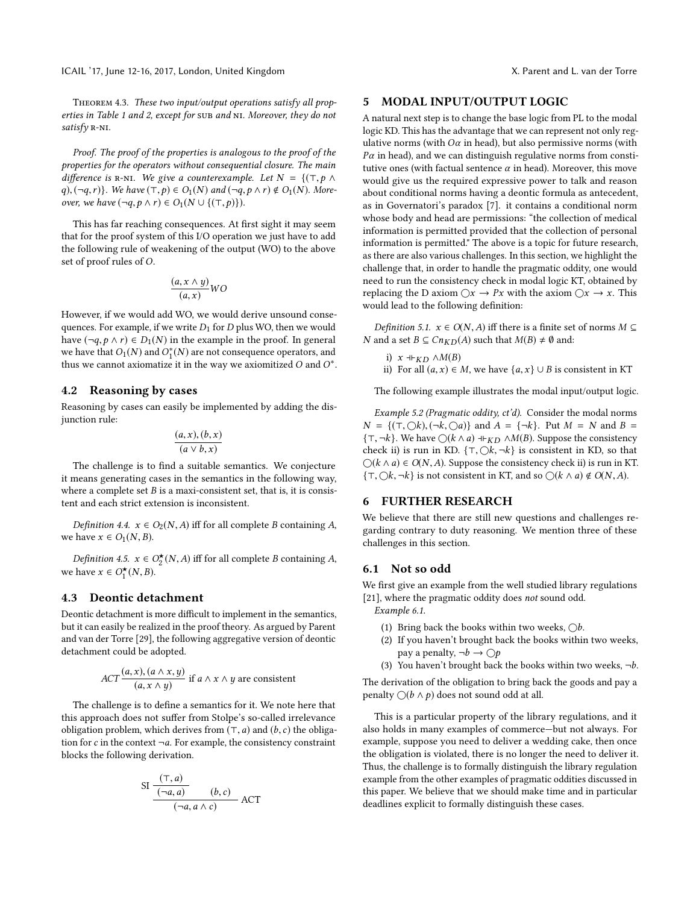Theorem 4.3. *These two input/output operations satisfy all properties in Table 1 and 2, except for* SUB *and* NI. *Moreover, they do not satisfy* R-NI.

*Proof. The proof of the properties is analogous to the proof of the properties for the operators without consequential closure. The main difference is* R-NI. *We give a counterexample. Let* $N = \{(\top, p \wedge q), (\neg q, r)\}$. *We have* $(\top, p) \in O_1(N)$ *and* $(\neg q, p \wedge r) \notin O_1(N)$. *Moreover, we have* $(\neg q, p \wedge r) \in O_1(N \cup \{(\top, p)\})$.

This has far reaching consequences. At first sight it may seem that for the proof system of this I/O operation we just have to add the following rule of weakening of the output (WO) to the above set of proof rules of $O$.

$$\frac{(a, x \wedge y)}{(a, x)} WO$$

However, if we would add WO, we would derive unsound consequences. For example, if we write $D_1$ for $D$ plus WO, then we would have $(\neg q, p \wedge r) \in D_1(N)$ in the example in the proof. In general we have that $O_1(N)$ and $O_1^*(N)$ are not consequence operators, and thus we cannot axiomatize it in the way we axiomitized $O$ and $O^*$.

## 4.2 Reasoning by cases

Reasoning by cases can easily be implemented by adding the disjunction rule:

$$\frac{(a, x), (b, x)}{(a \vee b, x)}$$

The challenge is to find a suitable semantics. We conjecture it means generating cases in the semantics in the following way, where a complete set $B$ is a maxi-consistent set, that is, it is consistent and each strict extension is inconsistent.

*Definition 4.4.* $x \in O_2(N, A)$ iff for all complete $B$ containing $A$, we have $x \in O_1(N, B)$.

*Definition 4.5.* $x \in O_2^\star(N, A)$ iff for all complete $B$ containing $A$, we have $x \in O_1^\star(N, B)$.

## 4.3 Deontic detachment

Deontic detachment is more difficult to implement in the semantics, but it can easily be realized in the proof theory. As argued by Parent and van der Torre [29], the following aggregative version of deontic detachment could be adopted.

$$ACT \frac{(a, x), (a \wedge x, y)}{(a, x \wedge y)} \text{ if } a \wedge x \wedge y \text{ are consistent}$$

The challenge is to define a semantics for it. We note here that this approach does not suffer from Stolpe's so-called irrelevance obligation problem, which derives from $(\top, a)$ and $(b, c)$ the obligation for $c$ in the context $\neg a$. For example, the consistency constraint blocks the following derivation.

$$\frac{\text{SI}\ \dfrac{(\top, a)}{(\neg a, a)} \qquad (b, c)}{(\neg a, a \wedge c)} \text{ ACT}$$

# 5 MODAL INPUT/OUTPUT LOGIC

A natural next step is to change the base logic from PL to the modal logic KD. This has the advantage that we can represent not only regulative norms (with $O\alpha$ in head), but also permissive norms (with $P\alpha$ in head), and we can distinguish regulative norms from constitutive ones (with factual sentence $\alpha$ in head). Moreover, this move would give us the required expressive power to talk and reason about conditional norms having a deontic formula as antecedent, as in Governatori's paradox [7]. it contains a conditional norm whose body and head are permissions: "the collection of medical information is permitted provided that the collection of personal information is permitted." The above is a topic for future research, as there are also various challenges. In this section, we highlight the challenge that, in order to handle the pragmatic oddity, one would need to run the consistency check in modal logic KT, obtained by replacing the D axiom $\bigcirc x \rightarrow Px$ with the axiom $\bigcirc x \rightarrow x$. This would lead to the following definition:

*Definition 5.1.* $x \in O(N, A)$ iff there is a finite set of norms $M \subseteq N$ and a set $B \subseteq Cn_{KD}(A)$ such that $M(B) \neq \emptyset$ and:

i) $x \dashv\vdash_{KD} \wedge M(B)$
ii) For all $(a, x) \in M$, we have $\{a, x\} \cup B$ is consistent in KT

The following example illustrates the modal input/output logic.

*Example 5.2 (Pragmatic oddity, ct'd).* Consider the modal norms $N = \{(\top, \bigcirc k), (\neg k, \bigcirc a)\}$ and $A = \{\neg k\}$. Put $M = N$ and $B = \{\top, \neg k\}$. We have $\bigcirc(k \wedge a) \dashv\vdash_{KD} \wedge M(B)$. Suppose the consistency check ii) is run in KD. $\{\top, \bigcirc k, \neg k\}$ is consistent in KD, so that $\bigcirc(k \wedge a) \in O(N, A)$. Suppose the consistency check ii) is run in KT. $\{\top, \bigcirc k, \neg k\}$ is not consistent in KT, and so $\bigcirc(k \wedge a) \notin O(N, A)$.

# 6 FURTHER RESEARCH

We believe that there are still new questions and challenges regarding contrary to duty reasoning. We mention three of these challenges in this section.

## 6.1 Not so odd

We first give an example from the well studied library regulations [21], where the pragmatic oddity does *not* sound odd.

*Example 6.1.*

(1) Bring back the books within two weeks, $\bigcirc b$.
(2) If you haven't brought back the books within two weeks, pay a penalty, $\neg b \rightarrow \bigcirc p$
(3) You haven't brought back the books within two weeks, $\neg b$.

The derivation of the obligation to bring back the goods and pay a penalty $\bigcirc(b \wedge p)$ does not sound odd at all.

This is a particular property of the library regulations, and it also holds in many examples of commerce—but not always. For example, suppose you need to deliver a wedding cake, then once the obligation is violated, there is no longer the need to deliver it. Thus, the challenge is to formally distinguish the library regulation example from the other examples of pragmatic oddities discussed in this paper. We believe that we should make time and in particular deadlines explicit to formally distinguish these cases.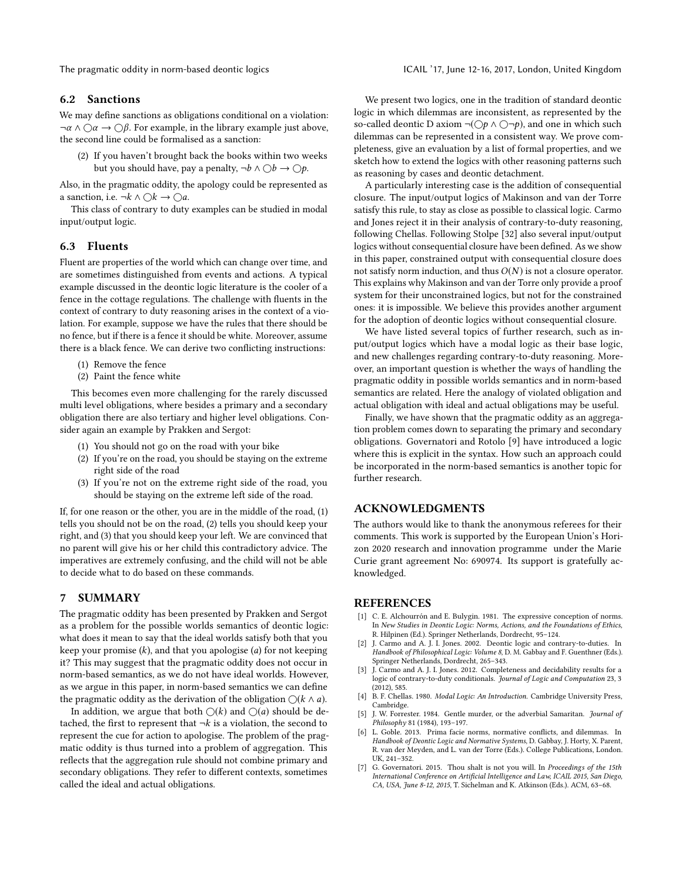### 6.2 Sanctions

We may define sanctions as obligations conditional on a violation: $\neg\alpha \wedge \bigcirc\alpha \rightarrow \bigcirc\beta$. For example, in the library example just above, the second line could be formalised as a sanction:

(2) If you haven't brought back the books within two weeks but you should have, pay a penalty, $\neg b \wedge \bigcirc b \rightarrow \bigcirc p$.

Also, in the pragmatic oddity, the apology could be represented as a sanction, i.e. $\neg k \wedge \bigcirc k \rightarrow \bigcirc a$.

This class of contrary to duty examples can be studied in modal input/output logic.

### 6.3 Fluents

Fluent are properties of the world which can change over time, and are sometimes distinguished from events and actions. A typical example discussed in the deontic logic literature is the cooler of a fence in the cottage regulations. The challenge with fluents in the context of contrary to duty reasoning arises in the context of a violation. For example, suppose we have the rules that there should be no fence, but if there is a fence it should be white. Moreover, assume there is a black fence. We can derive two conflicting instructions:

(1) Remove the fence
(2) Paint the fence white

This becomes even more challenging for the rarely discussed multi level obligations, where besides a primary and a secondary obligation there are also tertiary and higher level obligations. Consider again an example by Prakken and Sergot:

(1) You should not go on the road with your bike
(2) If you're on the road, you should be staying on the extreme right side of the road
(3) If you're not on the extreme right side of the road, you should be staying on the extreme left side of the road.

If, for one reason or the other, you are in the middle of the road, (1) tells you should not be on the road, (2) tells you should keep your right, and (3) that you should keep your left. We are convinced that no parent will give his or her child this contradictory advice. The imperatives are extremely confusing, and the child will not be able to decide what to do based on these commands.

## 7 SUMMARY

The pragmatic oddity has been presented by Prakken and Sergot as a problem for the possible worlds semantics of deontic logic: what does it mean to say that the ideal worlds satisfy both that you keep your promise ($k$), and that you apologise ($a$) for not keeping it? This may suggest that the pragmatic oddity does not occur in norm-based semantics, as we do not have ideal worlds. However, as we argue in this paper, in norm-based semantics we can define the pragmatic oddity as the derivation of the obligation $\bigcirc(k \wedge a)$.

In addition, we argue that both $\bigcirc(k)$ and $\bigcirc(a)$ should be detached, the first to represent that $\neg k$ is a violation, the second to represent the cue for action to apologise. The problem of the pragmatic oddity is thus turned into a problem of aggregation. This reflects that the aggregation rule should not combine primary and secondary obligations. They refer to different contexts, sometimes called the ideal and actual obligations.

We present two logics, one in the tradition of standard deontic logic in which dilemmas are inconsistent, as represented by the so-called deontic D axiom $\neg(\bigcirc p \wedge \bigcirc\neg p)$, and one in which such dilemmas can be represented in a consistent way. We prove completeness, give an evaluation by a list of formal properties, and we sketch how to extend the logics with other reasoning patterns such as reasoning by cases and deontic detachment.

A particularly interesting case is the addition of consequential closure. The input/output logics of Makinson and van der Torre satisfy this rule, to stay as close as possible to classical logic. Carmo and Jones reject it in their analysis of contrary-to-duty reasoning, following Chellas. Following Stolpe [32] also several input/output logics without consequential closure have been defined. As we show in this paper, constrained output with consequential closure does not satisfy norm induction, and thus $O(N)$ is not a closure operator. This explains why Makinson and van der Torre only provide a proof system for their unconstrained logics, but not for the constrained ones: it is impossible. We believe this provides another argument for the adoption of deontic logics without consequential closure.

We have listed several topics of further research, such as input/output logics which have a modal logic as their base logic, and new challenges regarding contrary-to-duty reasoning. Moreover, an important question is whether the ways of handling the pragmatic oddity in possible worlds semantics and in norm-based semantics are related. Here the analogy of violated obligation and actual obligation with ideal and actual obligations may be useful.

Finally, we have shown that the pragmatic oddity as an aggregation problem comes down to separating the primary and secondary obligations. Governatori and Rotolo [9] have introduced a logic where this is explicit in the syntax. How such an approach could be incorporated in the norm-based semantics is another topic for further research.

## ACKNOWLEDGMENTS

The authors would like to thank the anonymous referees for their comments. This work is supported by the European Union's Horizon 2020 research and innovation programme under the Marie Curie grant agreement No: 690974. Its support is gratefully acknowledged.

## REFERENCES

[1] C. E. Alchourrón and E. Bulygin. 1981. The expressive conception of norms. In *New Studies in Deontic Logic: Norms, Actions, and the Foundations of Ethics*, R. Hilpinen (Ed.). Springer Netherlands, Dordrecht, 95–124.

[2] J. Carmo and A. J. I. Jones. 2002. Deontic logic and contrary-to-duties. In *Handbook of Philosophical Logic: Volume 8*, D. M. Gabbay and F. Guenthner (Eds.). Springer Netherlands, Dordrecht, 265–343.

[3] J. Carmo and A. J. I. Jones. 2012. Completeness and decidability results for a logic of contrary-to-duty conditionals. *Journal of Logic and Computation* 23, 3 (2012), 585.

[4] B. F. Chellas. 1980. *Modal Logic: An Introduction*. Cambridge University Press, Cambridge.

[5] J. W. Forrester. 1984. Gentle murder, or the adverbial Samaritan. *Journal of Philosophy* 81 (1984), 193–197.

[6] L. Goble. 2013. Prima facie norms, normative conflicts, and dilemmas. In *Handbook of Deontic Logic and Normative Systems*, D. Gabbay, J. Horty, X. Parent, R. van der Meyden, and L. van der Torre (Eds.). College Publications, London. UK, 241–352.

[7] G. Governatori. 2015. Thou shalt is not you will. In *Proceedings of the 15th International Conference on Artificial Intelligence and Law, ICAIL 2015, San Diego, CA, USA, June 8-12, 2015*, T. Sichelman and K. Atkinson (Eds.). ACM, 63–68.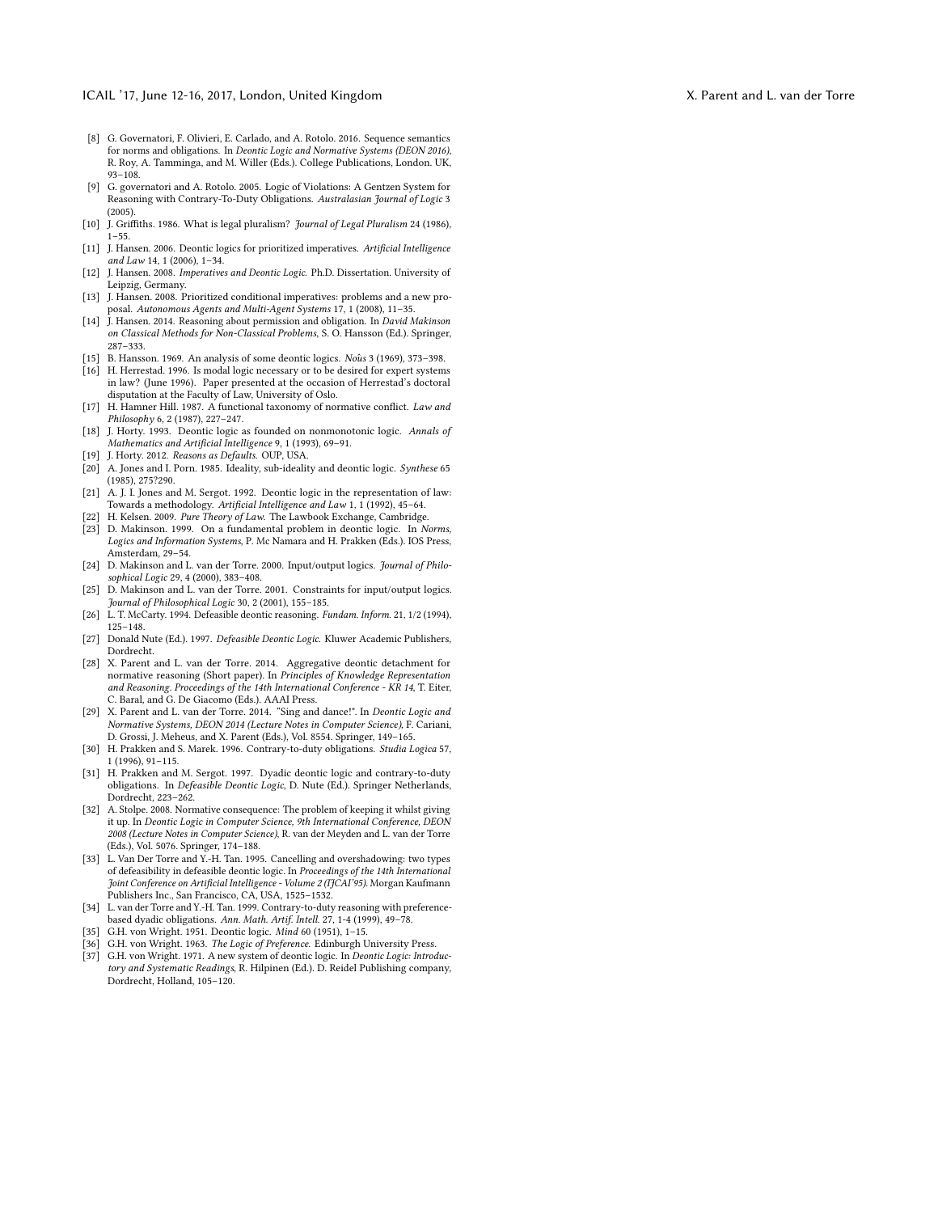- [8] G. Governatori, F. Olivieri, E. Carlado, and A. Rotolo. 2016. Sequence semantics for norms and obligations. In *Deontic Logic and Normative Systems (DEON 2016)*, R. Roy, A. Tamminga, and M. Willer (Eds.). College Publications, London. UK, 93–108.
- [9] G. governatori and A. Rotolo. 2005. Logic of Violations: A Gentzen System for Reasoning with Contrary-To-Duty Obligations. *Australasian Journal of Logic* 3 (2005).
- [10] J. Griffiths. 1986. What is legal pluralism? *Journal of Legal Pluralism* 24 (1986), 1–55.
- [11] J. Hansen. 2006. Deontic logics for prioritized imperatives. *Artificial Intelligence and Law* 14, 1 (2006), 1–34.
- [12] J. Hansen. 2008. *Imperatives and Deontic Logic.* Ph.D. Dissertation. University of Leipzig, Germany.
- [13] J. Hansen. 2008. Prioritized conditional imperatives: problems and a new proposal. *Autonomous Agents and Multi-Agent Systems* 17, 1 (2008), 11–35.
- [14] J. Hansen. 2014. Reasoning about permission and obligation. In *David Makinson on Classical Methods for Non-Classical Problems*, S. O. Hansson (Ed.). Springer, 287–333.
- [15] B. Hansson. 1969. An analysis of some deontic logics. *Noûs* 3 (1969), 373–398.
- [16] H. Herrestad. 1996. Is modal logic necessary or to be desired for expert systems in law? (June 1996). Paper presented at the occasion of Herrestad's doctoral disputation at the Faculty of Law, University of Oslo.
- [17] H. Hamner Hill. 1987. A functional taxonomy of normative conflict. *Law and Philosophy* 6, 2 (1987), 227–247.
- [18] J. Horty. 1993. Deontic logic as founded on nonmonotonic logic. *Annals of Mathematics and Artificial Intelligence* 9, 1 (1993), 69–91.
- [19] J. Horty. 2012. *Reasons as Defaults.* OUP, USA.
- [20] A. Jones and I. Porn. 1985. Ideality, sub-ideality and deontic logic. *Synthese* 65 (1985), 275?290.
- [21] A. J. I. Jones and M. Sergot. 1992. Deontic logic in the representation of law: Towards a methodology. *Artificial Intelligence and Law* 1, 1 (1992), 45–64.
- [22] H. Kelsen. 2009. *Pure Theory of Law.* The Lawbook Exchange, Cambridge.
- [23] D. Makinson. 1999. On a fundamental problem in deontic logic. In *Norms, Logics and Information Systems*, P. Mc Namara and H. Prakken (Eds.). IOS Press, Amsterdam, 29–54.
- [24] D. Makinson and L. van der Torre. 2000. Input/output logics. *Journal of Philosophical Logic* 29, 4 (2000), 383–408.
- [25] D. Makinson and L. van der Torre. 2001. Constraints for input/output logics. *Journal of Philosophical Logic* 30, 2 (2001), 155–185.
- [26] L. T. McCarty. 1994. Defeasible deontic reasoning. *Fundam. Inform.* 21, 1/2 (1994), 125–148.
- [27] Donald Nute (Ed.). 1997. *Defeasible Deontic Logic.* Kluwer Academic Publishers, Dordrecht.
- [28] X. Parent and L. van der Torre. 2014. Aggregative deontic detachment for normative reasoning (Short paper). In *Principles of Knowledge Representation and Reasoning. Proceedings of the 14th International Conference - KR 14*, T. Eiter, C. Baral, and G. De Giacomo (Eds.). AAAI Press.
- [29] X. Parent and L. van der Torre. 2014. "Sing and dance!". In *Deontic Logic and Normative Systems, DEON 2014 (Lecture Notes in Computer Science)*, F. Cariani, D. Grossi, J. Meheus, and X. Parent (Eds.), Vol. 8554. Springer, 149–165.
- [30] H. Prakken and S. Marek. 1996. Contrary-to-duty obligations. *Studia Logica* 57, 1 (1996), 91–115.
- [31] H. Prakken and M. Sergot. 1997. Dyadic deontic logic and contrary-to-duty obligations. In *Defeasible Deontic Logic*, D. Nute (Ed.). Springer Netherlands, Dordrecht, 223–262.
- [32] A. Stolpe. 2008. Normative consequence: The problem of keeping it whilst giving it up. In *Deontic Logic in Computer Science, 9th International Conference, DEON 2008 (Lecture Notes in Computer Science)*, R. van der Meyden and L. van der Torre (Eds.), Vol. 5076. Springer, 174–188.
- [33] L. Van Der Torre and Y.-H. Tan. 1995. Cancelling and overshadowing: two types of defeasibility in defeasible deontic logic. In *Proceedings of the 14th International Joint Conference on Artificial Intelligence - Volume 2 (IJCAI'95)*. Morgan Kaufmann Publishers Inc., San Francisco, CA, USA, 1525–1532.
- [34] L. van der Torre and Y.-H. Tan. 1999. Contrary-to-duty reasoning with preference-based dyadic obligations. *Ann. Math. Artif. Intell.* 27, 1-4 (1999), 49–78.
- [35] G.H. von Wright. 1951. Deontic logic. *Mind* 60 (1951), 1–15.
- [36] G.H. von Wright. 1963. *The Logic of Preference.* Edinburgh University Press.
- [37] G.H. von Wright. 1971. A new system of deontic logic. In *Deontic Logic: Introductory and Systematic Readings*, R. Hilpinen (Ed.). D. Reidel Publishing company, Dordrecht, Holland, 105–120.